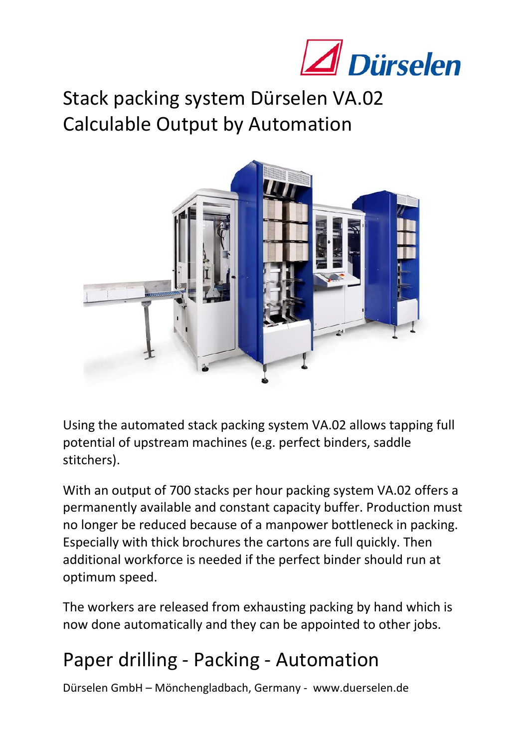Dürselen

# Stack packing system Dürselen VA.02
# Calculable Output by Automation

Using the automated stack packing system VA.02 allows tapping full potential of upstream machines (e.g. perfect binders, saddle stitchers).

With an output of 700 stacks per hour packing system VA.02 offers a permanently available and constant capacity buffer. Production must no longer be reduced because of a manpower bottleneck in packing. Especially with thick brochures the cartons are full quickly. Then additional workforce is needed if the perfect binder should run at optimum speed.

The workers are released from exhausting packing by hand which is now done automatically and they can be appointed to other jobs.

## Paper drilling - Packing - Automation

Dürselen GmbH – Mönchengladbach, Germany - www.duerselen.de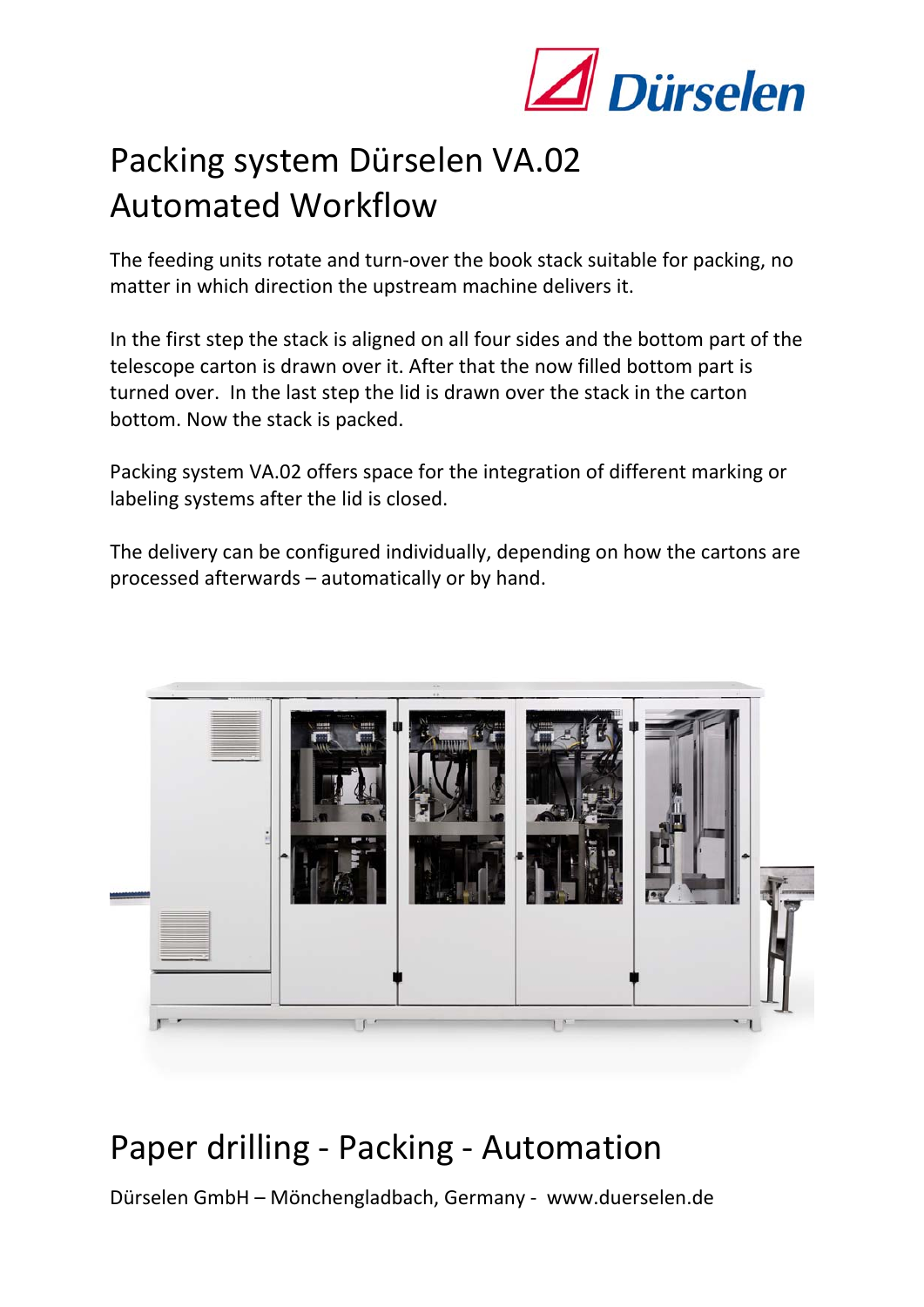# Packing system Dürselen VA.02
# Automated Workflow

The feeding units rotate and turn-over the book stack suitable for packing, no matter in which direction the upstream machine delivers it.

In the first step the stack is aligned on all four sides and the bottom part of the telescope carton is drawn over it. After that the now filled bottom part is turned over. In the last step the lid is drawn over the stack in the carton bottom. Now the stack is packed.

Packing system VA.02 offers space for the integration of different marking or labeling systems after the lid is closed.

The delivery can be configured individually, depending on how the cartons are processed afterwards – automatically or by hand.

## Paper drilling - Packing - Automation

Dürselen GmbH – Mönchengladbach, Germany - www.duerselen.de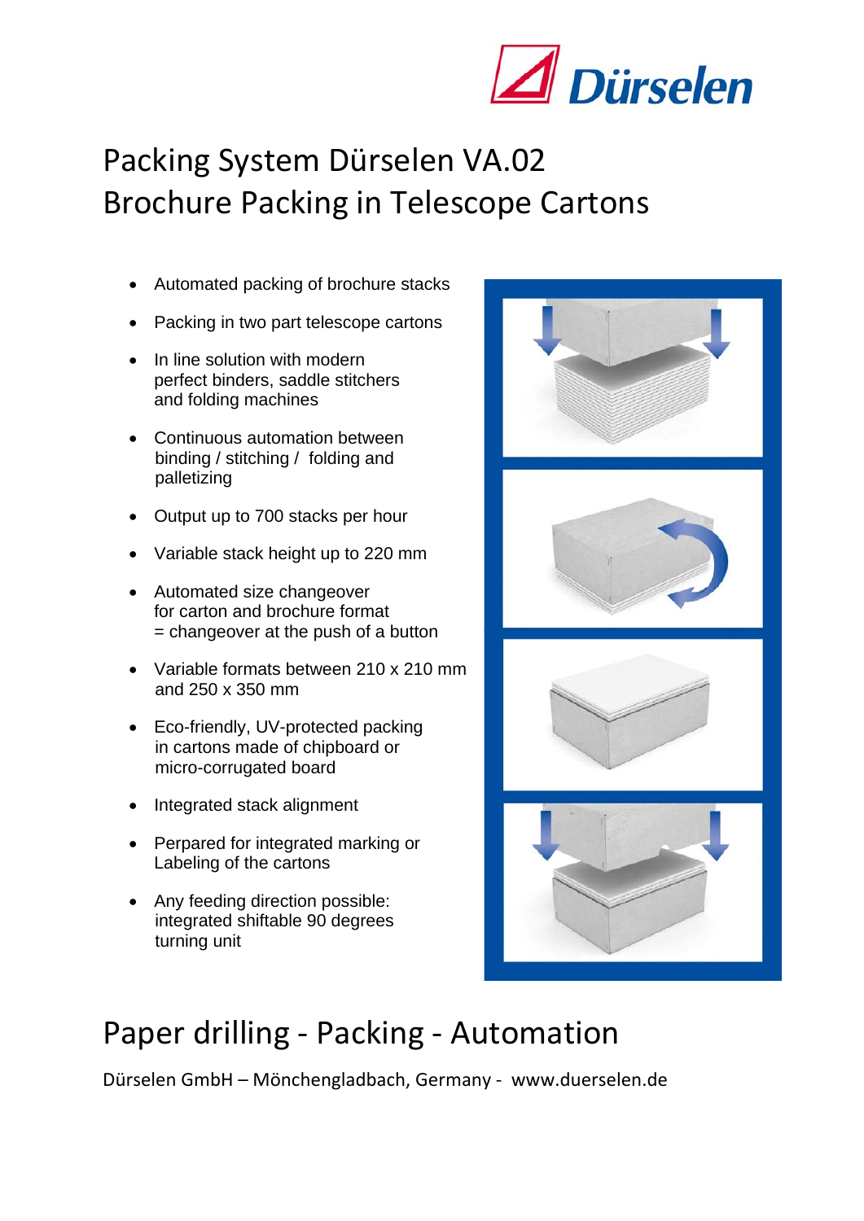# Packing System Dürselen VA.02
# Brochure Packing in Telescope Cartons

- Automated packing of brochure stacks
- Packing in two part telescope cartons
- In line solution with modern perfect binders, saddle stitchers and folding machines
- Continuous automation between binding / stitching / folding and palletizing
- Output up to 700 stacks per hour
- Variable stack height up to 220 mm
- Automated size changeover for carton and brochure format = changeover at the push of a button
- Variable formats between 210 x 210 mm and 250 x 350 mm
- Eco-friendly, UV-protected packing in cartons made of chipboard or micro-corrugated board
- Integrated stack alignment
- Perpared for integrated marking or Labeling of the cartons
- Any feeding direction possible: integrated shiftable 90 degrees turning unit

## Paper drilling - Packing - Automation

Dürselen GmbH – Mönchengladbach, Germany - www.duerselen.de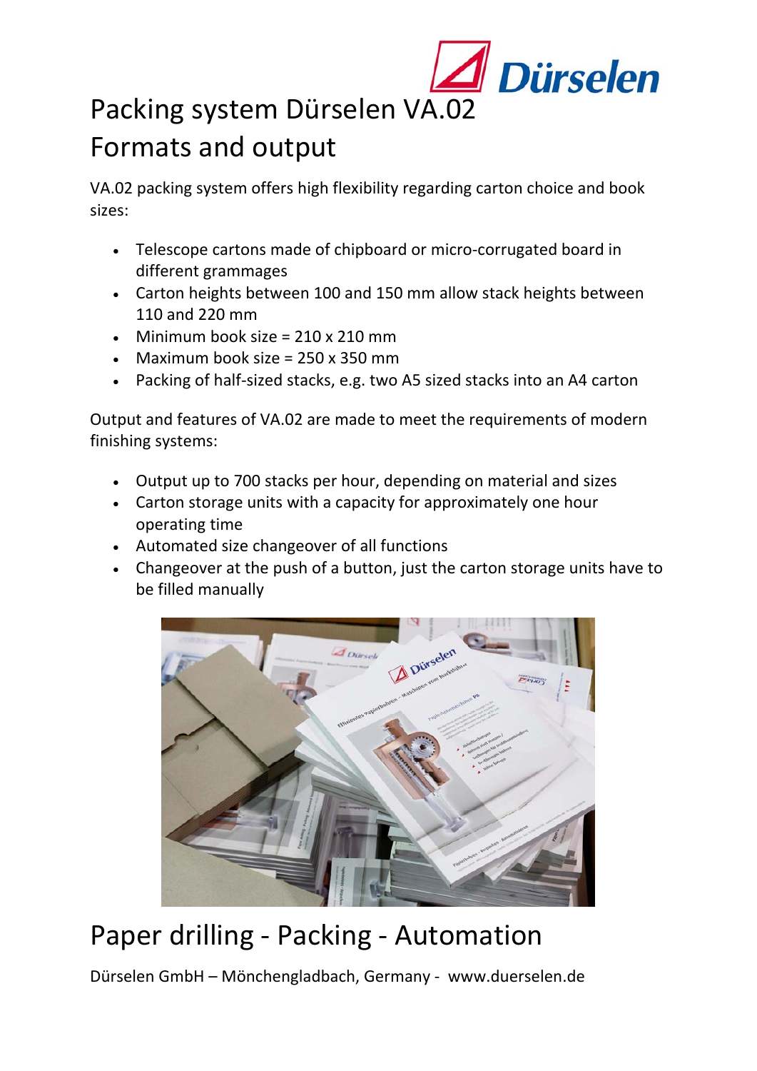# Packing system Dürselen VA.02
# Formats and output

VA.02 packing system offers high flexibility regarding carton choice and book sizes:

- Telescope cartons made of chipboard or micro-corrugated board in different grammages
- Carton heights between 100 and 150 mm allow stack heights between 110 and 220 mm
- Minimum book size = 210 x 210 mm
- Maximum book size = 250 x 350 mm
- Packing of half-sized stacks, e.g. two A5 sized stacks into an A4 carton

Output and features of VA.02 are made to meet the requirements of modern finishing systems:

- Output up to 700 stacks per hour, depending on material and sizes
- Carton storage units with a capacity for approximately one hour operating time
- Automated size changeover of all functions
- Changeover at the push of a button, just the carton storage units have to be filled manually

# Paper drilling - Packing - Automation

Dürselen GmbH – Mönchengladbach, Germany - www.duerselen.de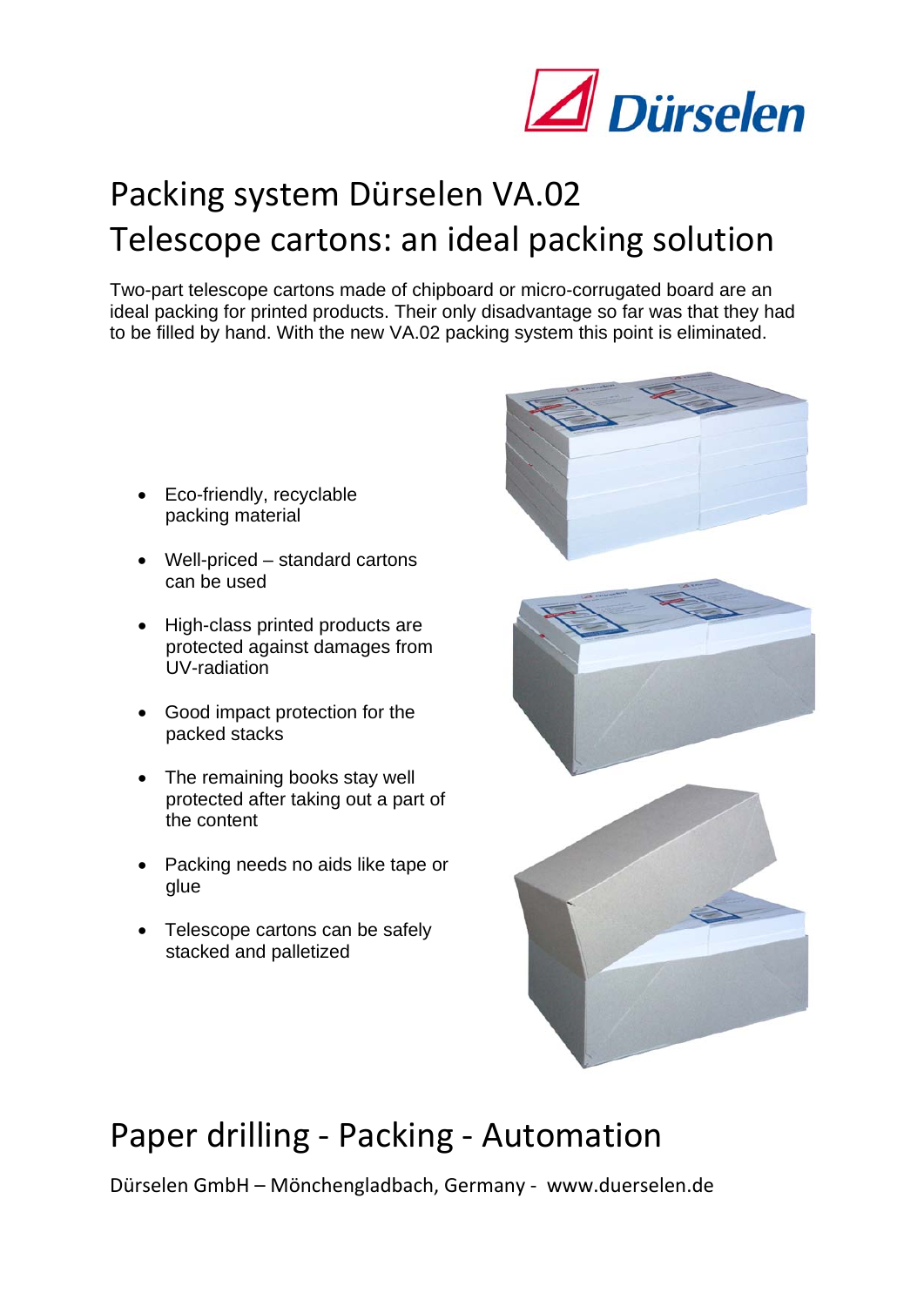# Packing system Dürselen VA.02
# Telescope cartons: an ideal packing solution

Two-part telescope cartons made of chipboard or micro-corrugated board are an ideal packing for printed products. Their only disadvantage so far was that they had to be filled by hand. With the new VA.02 packing system this point is eliminated.

- Eco-friendly, recyclable packing material
- Well-priced – standard cartons can be used
- High-class printed products are protected against damages from UV-radiation
- Good impact protection for the packed stacks
- The remaining books stay well protected after taking out a part of the content
- Packing needs no aids like tape or glue
- Telescope cartons can be safely stacked and palletized

## Paper drilling - Packing - Automation

Dürselen GmbH – Mönchengladbach, Germany - www.duerselen.de